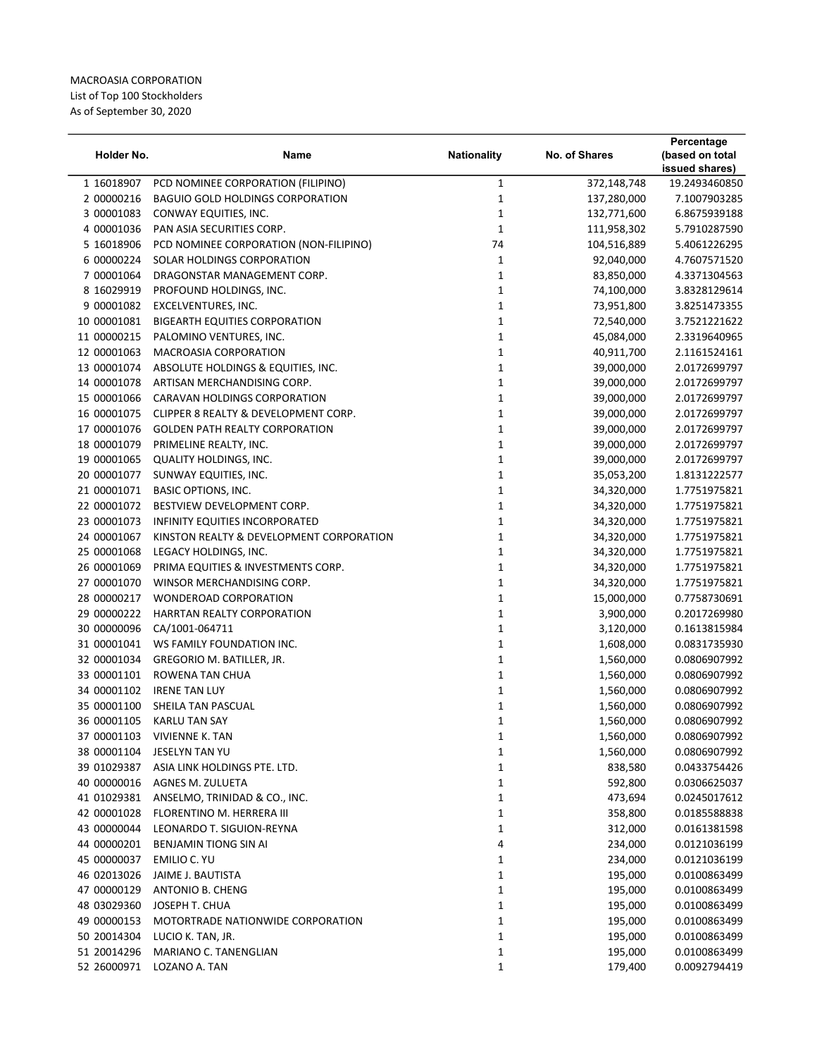MACROASIA CORPORATION
List of Top 100 Stockholders
As of September 30, 2020

| Holder No. | Name | Nationality | No. of Shares | Percentage (based on total issued shares) |
|---|---|---|---|---|
| 1 16018907 | PCD NOMINEE CORPORATION (FILIPINO) | 1 | 372,148,748 | 19.2493460850 |
| 2 00000216 | BAGUIO GOLD HOLDINGS CORPORATION | 1 | 137,280,000 | 7.1007903285 |
| 3 00001083 | CONWAY EQUITIES, INC. | 1 | 132,771,600 | 6.8675939188 |
| 4 00001036 | PAN ASIA SECURITIES CORP. | 1 | 111,958,302 | 5.7910287590 |
| 5 16018906 | PCD NOMINEE CORPORATION (NON-FILIPINO) | 74 | 104,516,889 | 5.4061226295 |
| 6 00000224 | SOLAR HOLDINGS CORPORATION | 1 | 92,040,000 | 4.7607571520 |
| 7 00001064 | DRAGONSTAR MANAGEMENT CORP. | 1 | 83,850,000 | 4.3371304563 |
| 8 16029919 | PROFOUND HOLDINGS, INC. | 1 | 74,100,000 | 3.8328129614 |
| 9 00001082 | EXCELVENTURES, INC. | 1 | 73,951,800 | 3.8251473355 |
| 10 00001081 | BIGEARTH EQUITIES CORPORATION | 1 | 72,540,000 | 3.7521221622 |
| 11 00000215 | PALOMINO VENTURES, INC. | 1 | 45,084,000 | 2.3319640965 |
| 12 00001063 | MACROASIA CORPORATION | 1 | 40,911,700 | 2.1161524161 |
| 13 00001074 | ABSOLUTE HOLDINGS & EQUITIES, INC. | 1 | 39,000,000 | 2.0172699797 |
| 14 00001078 | ARTISAN MERCHANDISING CORP. | 1 | 39,000,000 | 2.0172699797 |
| 15 00001066 | CARAVAN HOLDINGS CORPORATION | 1 | 39,000,000 | 2.0172699797 |
| 16 00001075 | CLIPPER 8 REALTY & DEVELOPMENT CORP. | 1 | 39,000,000 | 2.0172699797 |
| 17 00001076 | GOLDEN PATH REALTY CORPORATION | 1 | 39,000,000 | 2.0172699797 |
| 18 00001079 | PRIMELINE REALTY, INC. | 1 | 39,000,000 | 2.0172699797 |
| 19 00001065 | QUALITY HOLDINGS, INC. | 1 | 39,000,000 | 2.0172699797 |
| 20 00001077 | SUNWAY EQUITIES, INC. | 1 | 35,053,200 | 1.8131222577 |
| 21 00001071 | BASIC OPTIONS, INC. | 1 | 34,320,000 | 1.7751975821 |
| 22 00001072 | BESTVIEW DEVELOPMENT CORP. | 1 | 34,320,000 | 1.7751975821 |
| 23 00001073 | INFINITY EQUITIES INCORPORATED | 1 | 34,320,000 | 1.7751975821 |
| 24 00001067 | KINSTON REALTY & DEVELOPMENT CORPORATION | 1 | 34,320,000 | 1.7751975821 |
| 25 00001068 | LEGACY HOLDINGS, INC. | 1 | 34,320,000 | 1.7751975821 |
| 26 00001069 | PRIMA EQUITIES & INVESTMENTS CORP. | 1 | 34,320,000 | 1.7751975821 |
| 27 00001070 | WINSOR MERCHANDISING CORP. | 1 | 34,320,000 | 1.7751975821 |
| 28 00000217 | WONDEROAD CORPORATION | 1 | 15,000,000 | 0.7758730691 |
| 29 00000222 | HARRTAN REALTY CORPORATION | 1 | 3,900,000 | 0.2017269980 |
| 30 00000096 | CA/1001-064711 | 1 | 3,120,000 | 0.1613815984 |
| 31 00001041 | WS FAMILY FOUNDATION INC. | 1 | 1,608,000 | 0.0831735930 |
| 32 00001034 | GREGORIO M. BATILLER, JR. | 1 | 1,560,000 | 0.0806907992 |
| 33 00001101 | ROWENA TAN CHUA | 1 | 1,560,000 | 0.0806907992 |
| 34 00001102 | IRENE TAN LUY | 1 | 1,560,000 | 0.0806907992 |
| 35 00001100 | SHEILA TAN PASCUAL | 1 | 1,560,000 | 0.0806907992 |
| 36 00001105 | KARLU TAN SAY | 1 | 1,560,000 | 0.0806907992 |
| 37 00001103 | VIVIENNE K. TAN | 1 | 1,560,000 | 0.0806907992 |
| 38 00001104 | JESELYN TAN YU | 1 | 1,560,000 | 0.0806907992 |
| 39 01029387 | ASIA LINK HOLDINGS PTE. LTD. | 1 | 838,580 | 0.0433754426 |
| 40 00000016 | AGNES M. ZULUETA | 1 | 592,800 | 0.0306625037 |
| 41 01029381 | ANSELMO, TRINIDAD & CO., INC. | 1 | 473,694 | 0.0245017612 |
| 42 00001028 | FLORENTINO M. HERRERA III | 1 | 358,800 | 0.0185588838 |
| 43 00000044 | LEONARDO T. SIGUION-REYNA | 1 | 312,000 | 0.0161381598 |
| 44 00000201 | BENJAMIN TIONG SIN AI | 4 | 234,000 | 0.0121036199 |
| 45 00000037 | EMILIO C. YU | 1 | 234,000 | 0.0121036199 |
| 46 02013026 | JAIME J. BAUTISTA | 1 | 195,000 | 0.0100863499 |
| 47 00000129 | ANTONIO B. CHENG | 1 | 195,000 | 0.0100863499 |
| 48 03029360 | JOSEPH T. CHUA | 1 | 195,000 | 0.0100863499 |
| 49 00000153 | MOTORTRADE NATIONWIDE CORPORATION | 1 | 195,000 | 0.0100863499 |
| 50 20014304 | LUCIO K. TAN, JR. | 1 | 195,000 | 0.0100863499 |
| 51 20014296 | MARIANO C. TANENGLIAN | 1 | 195,000 | 0.0100863499 |
| 52 26000971 | LOZANO A. TAN | 1 | 179,400 | 0.0092794419 |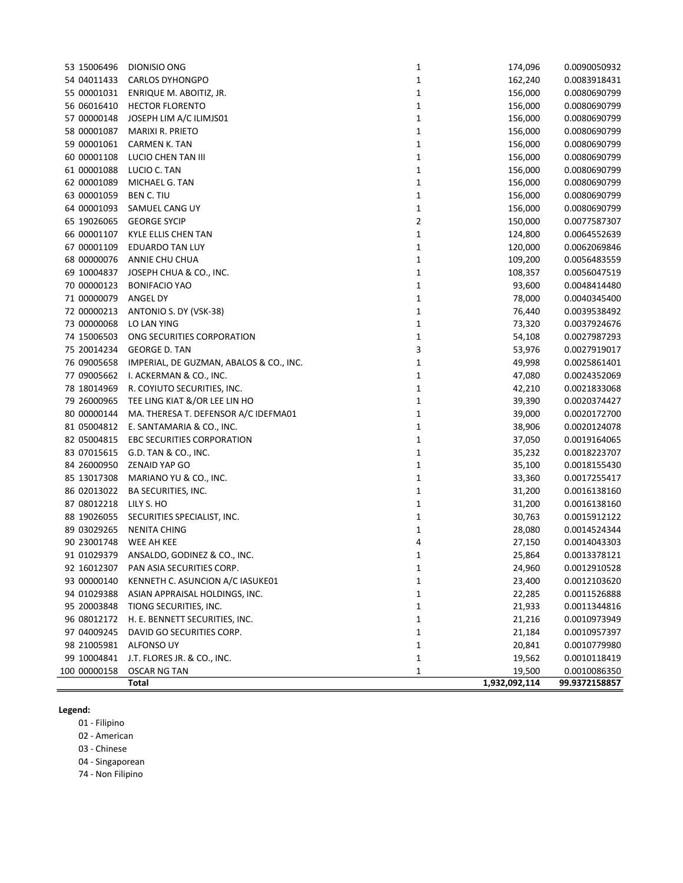| | | | | | |
|---|---|---|---|---|---|
| 53 | 15006496 | DIONISIO ONG | 1 | 174,096 | 0.0090050932 |
| 54 | 04011433 | CARLOS DYHONGPO | 1 | 162,240 | 0.0083918431 |
| 55 | 00001031 | ENRIQUE M. ABOITIZ, JR. | 1 | 156,000 | 0.0080690799 |
| 56 | 06016410 | HECTOR FLORENTO | 1 | 156,000 | 0.0080690799 |
| 57 | 00000148 | JOSEPH LIM A/C ILIMJS01 | 1 | 156,000 | 0.0080690799 |
| 58 | 00001087 | MARIXI R. PRIETO | 1 | 156,000 | 0.0080690799 |
| 59 | 00001061 | CARMEN K. TAN | 1 | 156,000 | 0.0080690799 |
| 60 | 00001108 | LUCIO CHEN TAN III | 1 | 156,000 | 0.0080690799 |
| 61 | 00001088 | LUCIO C. TAN | 1 | 156,000 | 0.0080690799 |
| 62 | 00001089 | MICHAEL G. TAN | 1 | 156,000 | 0.0080690799 |
| 63 | 00001059 | BEN C. TIU | 1 | 156,000 | 0.0080690799 |
| 64 | 00001093 | SAMUEL CANG UY | 1 | 156,000 | 0.0080690799 |
| 65 | 19026065 | GEORGE SYCIP | 2 | 150,000 | 0.0077587307 |
| 66 | 00001107 | KYLE ELLIS CHEN TAN | 1 | 124,800 | 0.0064552639 |
| 67 | 00001109 | EDUARDO TAN LUY | 1 | 120,000 | 0.0062069846 |
| 68 | 00000076 | ANNIE CHU CHUA | 1 | 109,200 | 0.0056483559 |
| 69 | 10004837 | JOSEPH CHUA & CO., INC. | 1 | 108,357 | 0.0056047519 |
| 70 | 00000123 | BONIFACIO YAO | 1 | 93,600 | 0.0048414480 |
| 71 | 00000079 | ANGEL DY | 1 | 78,000 | 0.0040345400 |
| 72 | 00000213 | ANTONIO S. DY (VSK-38) | 1 | 76,440 | 0.0039538492 |
| 73 | 00000068 | LO LAN YING | 1 | 73,320 | 0.0037924676 |
| 74 | 15006503 | ONG SECURITIES CORPORATION | 1 | 54,108 | 0.0027987293 |
| 75 | 20014234 | GEORGE D. TAN | 3 | 53,976 | 0.0027919017 |
| 76 | 09005658 | IMPERIAL, DE GUZMAN, ABALOS & CO., INC. | 1 | 49,998 | 0.0025861401 |
| 77 | 09005662 | I. ACKERMAN & CO., INC. | 1 | 47,080 | 0.0024352069 |
| 78 | 18014969 | R. COYIUTO SECURITIES, INC. | 1 | 42,210 | 0.0021833068 |
| 79 | 26000965 | TEE LING KIAT &/OR LEE LIN HO | 1 | 39,390 | 0.0020374427 |
| 80 | 00000144 | MA. THERESA T. DEFENSOR A/C IDEFMA01 | 1 | 39,000 | 0.0020172700 |
| 81 | 05004812 | E. SANTAMARIA & CO., INC. | 1 | 38,906 | 0.0020124078 |
| 82 | 05004815 | EBC SECURITIES CORPORATION | 1 | 37,050 | 0.0019164065 |
| 83 | 07015615 | G.D. TAN & CO., INC. | 1 | 35,232 | 0.0018223707 |
| 84 | 26000950 | ZENAID YAP GO | 1 | 35,100 | 0.0018155430 |
| 85 | 13017308 | MARIANO YU & CO., INC. | 1 | 33,360 | 0.0017255417 |
| 86 | 02013022 | BA SECURITIES, INC. | 1 | 31,200 | 0.0016138160 |
| 87 | 08012218 | LILY S. HO | 1 | 31,200 | 0.0016138160 |
| 88 | 19026055 | SECURITIES SPECIALIST, INC. | 1 | 30,763 | 0.0015912122 |
| 89 | 03029265 | NENITA CHING | 1 | 28,080 | 0.0014524344 |
| 90 | 23001748 | WEE AH KEE | 4 | 27,150 | 0.0014043303 |
| 91 | 01029379 | ANSALDO, GODINEZ & CO., INC. | 1 | 25,864 | 0.0013378121 |
| 92 | 16012307 | PAN ASIA SECURITIES CORP. | 1 | 24,960 | 0.0012910528 |
| 93 | 00000140 | KENNETH C. ASUNCION A/C IASUKE01 | 1 | 23,400 | 0.0012103620 |
| 94 | 01029388 | ASIAN APPRAISAL HOLDINGS, INC. | 1 | 22,285 | 0.0011526888 |
| 95 | 20003848 | TIONG SECURITIES, INC. | 1 | 21,933 | 0.0011344816 |
| 96 | 08012172 | H. E. BENNETT SECURITIES, INC. | 1 | 21,216 | 0.0010973949 |
| 97 | 04009245 | DAVID GO SECURITIES CORP. | 1 | 21,184 | 0.0010957397 |
| 98 | 21005981 | ALFONSO UY | 1 | 20,841 | 0.0010779980 |
| 99 | 10004841 | J.T. FLORES JR. & CO., INC. | 1 | 19,562 | 0.0010118419 |
| 100 | 00000158 | OSCAR NG TAN | 1 | 19,500 | 0.0010086350 |
| | | **Total** | | **1,932,092,114** | **99.9372158857** |

**Legend:**

- 01 - Filipino
- 02 - American
- 03 - Chinese
- 04 - Singaporean
- 74 - Non Filipino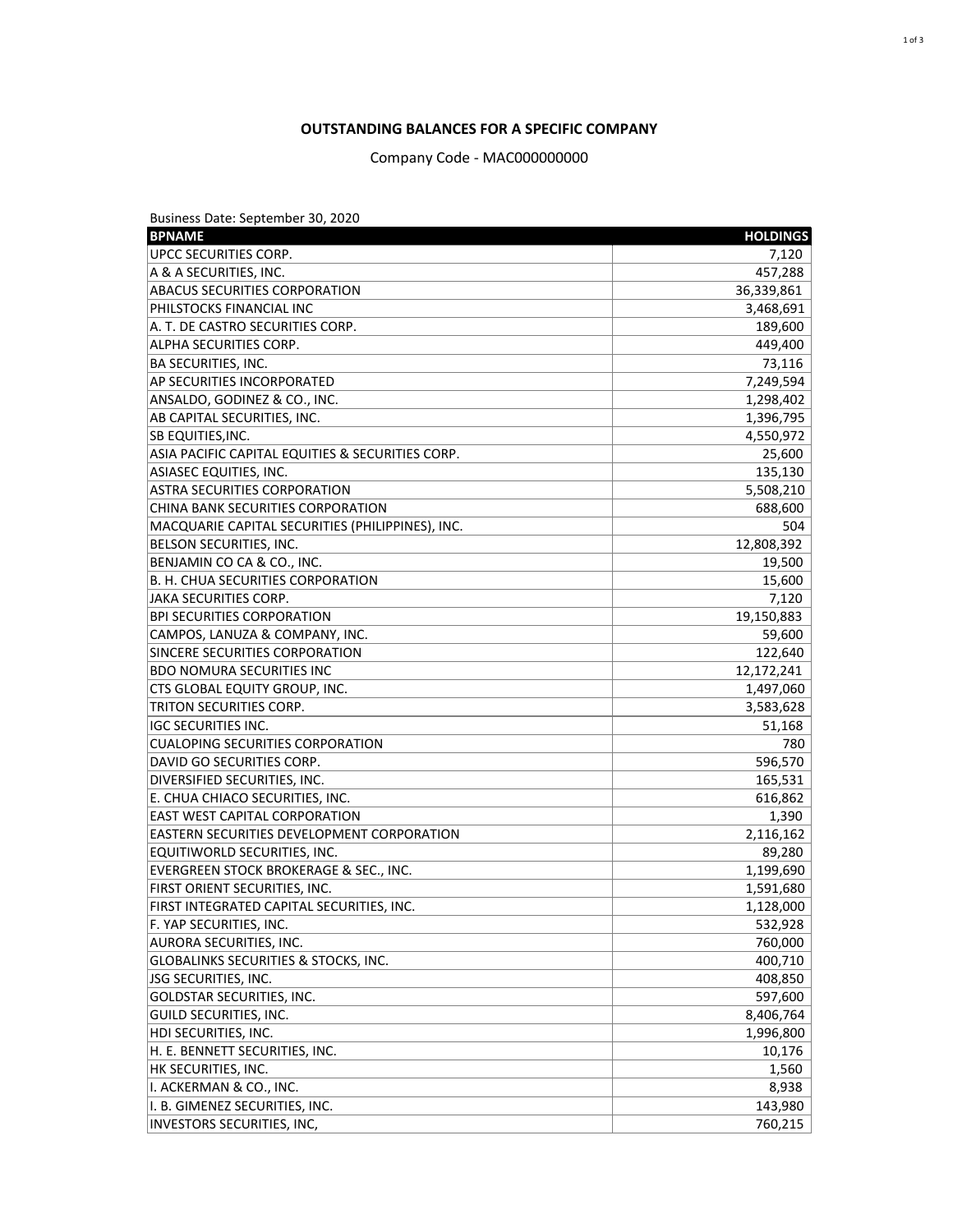## OUTSTANDING BALANCES FOR A SPECIFIC COMPANY

Company Code - MAC000000000

Business Date: September 30, 2020

| BPNAME | HOLDINGS |
|---|---|
| UPCC SECURITIES CORP. | 7,120 |
| A & A SECURITIES, INC. | 457,288 |
| ABACUS SECURITIES CORPORATION | 36,339,861 |
| PHILSTOCKS FINANCIAL INC | 3,468,691 |
| A. T. DE CASTRO SECURITIES CORP. | 189,600 |
| ALPHA SECURITIES CORP. | 449,400 |
| BA SECURITIES, INC. | 73,116 |
| AP SECURITIES INCORPORATED | 7,249,594 |
| ANSALDO, GODINEZ & CO., INC. | 1,298,402 |
| AB CAPITAL SECURITIES, INC. | 1,396,795 |
| SB EQUITIES,INC. | 4,550,972 |
| ASIA PACIFIC CAPITAL EQUITIES & SECURITIES CORP. | 25,600 |
| ASIASEC EQUITIES, INC. | 135,130 |
| ASTRA SECURITIES CORPORATION | 5,508,210 |
| CHINA BANK SECURITIES CORPORATION | 688,600 |
| MACQUARIE CAPITAL SECURITIES (PHILIPPINES), INC. | 504 |
| BELSON SECURITIES, INC. | 12,808,392 |
| BENJAMIN CO CA & CO., INC. | 19,500 |
| B. H. CHUA SECURITIES CORPORATION | 15,600 |
| JAKA SECURITIES CORP. | 7,120 |
| BPI SECURITIES CORPORATION | 19,150,883 |
| CAMPOS, LANUZA & COMPANY, INC. | 59,600 |
| SINCERE SECURITIES CORPORATION | 122,640 |
| BDO NOMURA SECURITIES INC | 12,172,241 |
| CTS GLOBAL EQUITY GROUP, INC. | 1,497,060 |
| TRITON SECURITIES CORP. | 3,583,628 |
| IGC SECURITIES INC. | 51,168 |
| CUALOPING SECURITIES CORPORATION | 780 |
| DAVID GO SECURITIES CORP. | 596,570 |
| DIVERSIFIED SECURITIES, INC. | 165,531 |
| E. CHUA CHIACO SECURITIES, INC. | 616,862 |
| EAST WEST CAPITAL CORPORATION | 1,390 |
| EASTERN SECURITIES DEVELOPMENT CORPORATION | 2,116,162 |
| EQUITIWORLD SECURITIES, INC. | 89,280 |
| EVERGREEN STOCK BROKERAGE & SEC., INC. | 1,199,690 |
| FIRST ORIENT SECURITIES, INC. | 1,591,680 |
| FIRST INTEGRATED CAPITAL SECURITIES, INC. | 1,128,000 |
| F. YAP SECURITIES, INC. | 532,928 |
| AURORA SECURITIES, INC. | 760,000 |
| GLOBALINKS SECURITIES & STOCKS, INC. | 400,710 |
| JSG SECURITIES, INC. | 408,850 |
| GOLDSTAR SECURITIES, INC. | 597,600 |
| GUILD SECURITIES, INC. | 8,406,764 |
| HDI SECURITIES, INC. | 1,996,800 |
| H. E. BENNETT SECURITIES, INC. | 10,176 |
| HK SECURITIES, INC. | 1,560 |
| I. ACKERMAN & CO., INC. | 8,938 |
| I. B. GIMENEZ SECURITIES, INC. | 143,980 |
| INVESTORS SECURITIES, INC, | 760,215 |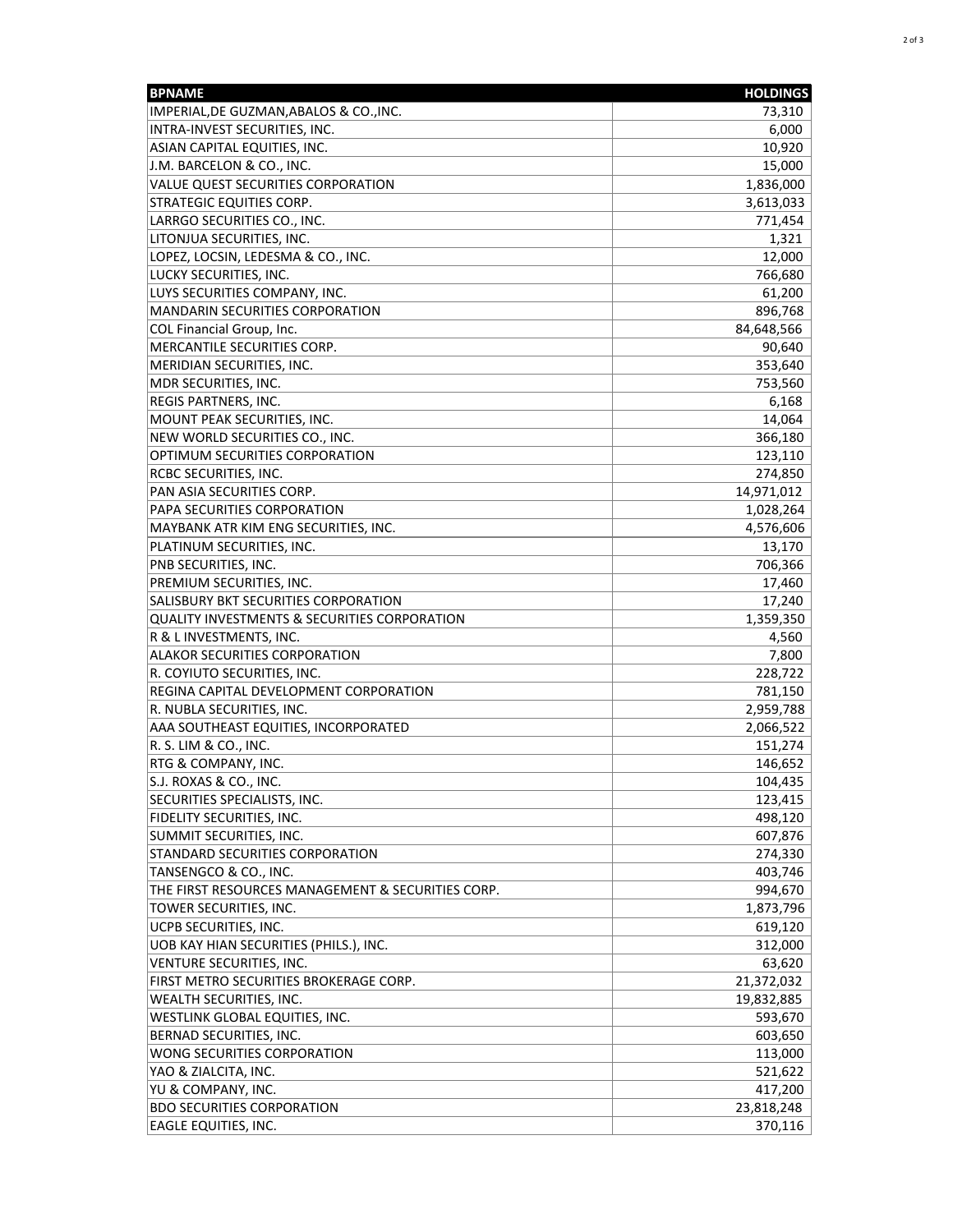| BPNAME | HOLDINGS |
|---|---|
| IMPERIAL,DE GUZMAN,ABALOS & CO.,INC. | 73,310 |
| INTRA-INVEST SECURITIES, INC. | 6,000 |
| ASIAN CAPITAL EQUITIES, INC. | 10,920 |
| J.M. BARCELON & CO., INC. | 15,000 |
| VALUE QUEST SECURITIES CORPORATION | 1,836,000 |
| STRATEGIC EQUITIES CORP. | 3,613,033 |
| LARRGO SECURITIES CO., INC. | 771,454 |
| LITONJUA SECURITIES, INC. | 1,321 |
| LOPEZ, LOCSIN, LEDESMA & CO., INC. | 12,000 |
| LUCKY SECURITIES, INC. | 766,680 |
| LUYS SECURITIES COMPANY, INC. | 61,200 |
| MANDARIN SECURITIES CORPORATION | 896,768 |
| COL Financial Group, Inc. | 84,648,566 |
| MERCANTILE SECURITIES CORP. | 90,640 |
| MERIDIAN SECURITIES, INC. | 353,640 |
| MDR SECURITIES, INC. | 753,560 |
| REGIS PARTNERS, INC. | 6,168 |
| MOUNT PEAK SECURITIES, INC. | 14,064 |
| NEW WORLD SECURITIES CO., INC. | 366,180 |
| OPTIMUM SECURITIES CORPORATION | 123,110 |
| RCBC SECURITIES, INC. | 274,850 |
| PAN ASIA SECURITIES CORP. | 14,971,012 |
| PAPA SECURITIES CORPORATION | 1,028,264 |
| MAYBANK ATR KIM ENG SECURITIES, INC. | 4,576,606 |
| PLATINUM SECURITIES, INC. | 13,170 |
| PNB SECURITIES, INC. | 706,366 |
| PREMIUM SECURITIES, INC. | 17,460 |
| SALISBURY BKT SECURITIES CORPORATION | 17,240 |
| QUALITY INVESTMENTS & SECURITIES CORPORATION | 1,359,350 |
| R & L INVESTMENTS, INC. | 4,560 |
| ALAKOR SECURITIES CORPORATION | 7,800 |
| R. COYIUTO SECURITIES, INC. | 228,722 |
| REGINA CAPITAL DEVELOPMENT CORPORATION | 781,150 |
| R. NUBLA SECURITIES, INC. | 2,959,788 |
| AAA SOUTHEAST EQUITIES, INCORPORATED | 2,066,522 |
| R. S. LIM & CO., INC. | 151,274 |
| RTG & COMPANY, INC. | 146,652 |
| S.J. ROXAS & CO., INC. | 104,435 |
| SECURITIES SPECIALISTS, INC. | 123,415 |
| FIDELITY SECURITIES, INC. | 498,120 |
| SUMMIT SECURITIES, INC. | 607,876 |
| STANDARD SECURITIES CORPORATION | 274,330 |
| TANSENGCO & CO., INC. | 403,746 |
| THE FIRST RESOURCES MANAGEMENT & SECURITIES CORP. | 994,670 |
| TOWER SECURITIES, INC. | 1,873,796 |
| UCPB SECURITIES, INC. | 619,120 |
| UOB KAY HIAN SECURITIES (PHILS.), INC. | 312,000 |
| VENTURE SECURITIES, INC. | 63,620 |
| FIRST METRO SECURITIES BROKERAGE CORP. | 21,372,032 |
| WEALTH SECURITIES, INC. | 19,832,885 |
| WESTLINK GLOBAL EQUITIES, INC. | 593,670 |
| BERNAD SECURITIES, INC. | 603,650 |
| WONG SECURITIES CORPORATION | 113,000 |
| YAO & ZIALCITA, INC. | 521,622 |
| YU & COMPANY, INC. | 417,200 |
| BDO SECURITIES CORPORATION | 23,818,248 |
| EAGLE EQUITIES, INC. | 370,116 |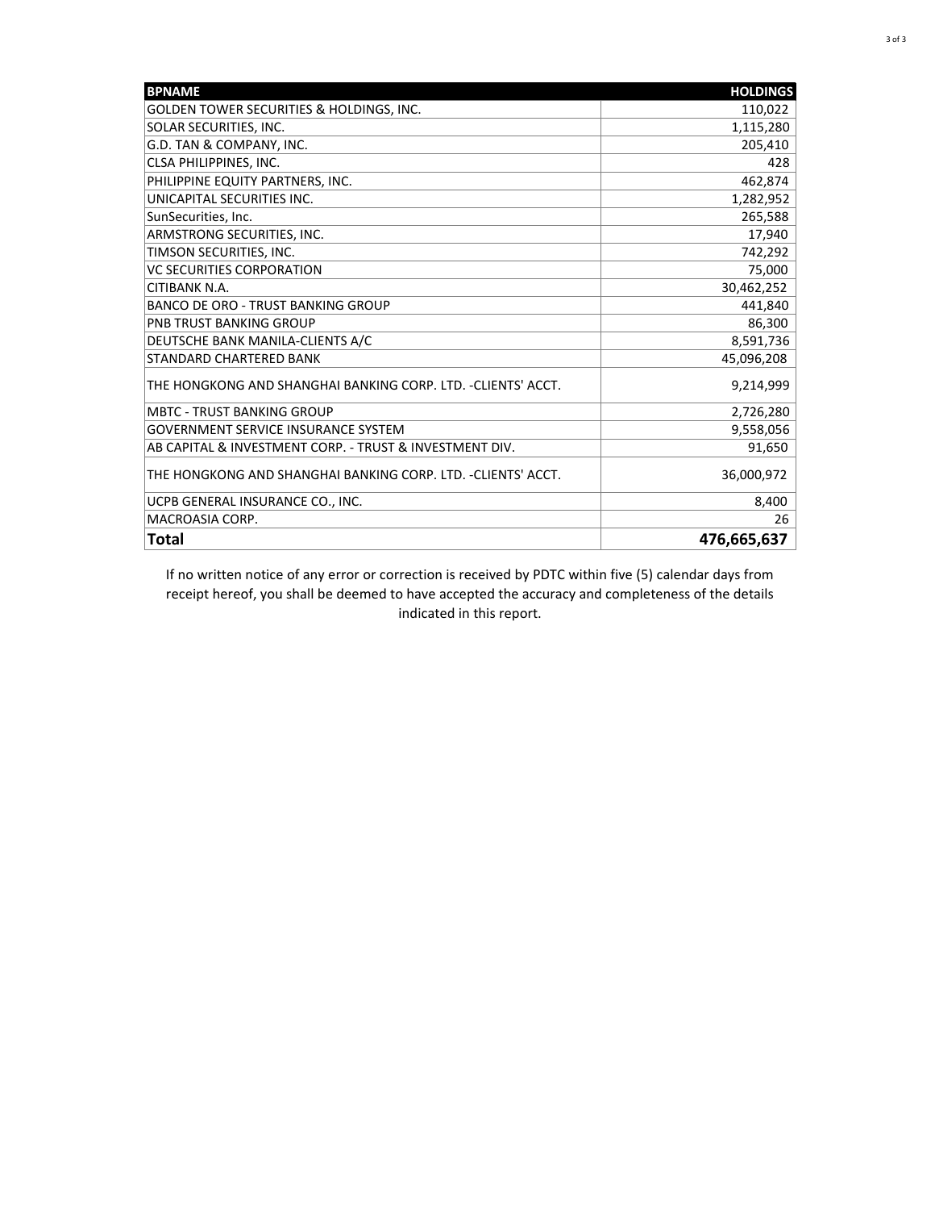| BPNAME | HOLDINGS |
| --- | --- |
| GOLDEN TOWER SECURITIES & HOLDINGS, INC. | 110,022 |
| SOLAR SECURITIES, INC. | 1,115,280 |
| G.D. TAN & COMPANY, INC. | 205,410 |
| CLSA PHILIPPINES, INC. | 428 |
| PHILIPPINE EQUITY PARTNERS, INC. | 462,874 |
| UNICAPITAL SECURITIES INC. | 1,282,952 |
| SunSecurities, Inc. | 265,588 |
| ARMSTRONG SECURITIES, INC. | 17,940 |
| TIMSON SECURITIES, INC. | 742,292 |
| VC SECURITIES CORPORATION | 75,000 |
| CITIBANK N.A. | 30,462,252 |
| BANCO DE ORO - TRUST BANKING GROUP | 441,840 |
| PNB TRUST BANKING GROUP | 86,300 |
| DEUTSCHE BANK MANILA-CLIENTS A/C | 8,591,736 |
| STANDARD CHARTERED BANK | 45,096,208 |
| THE HONGKONG AND SHANGHAI BANKING CORP. LTD. -CLIENTS' ACCT. | 9,214,999 |
| MBTC - TRUST BANKING GROUP | 2,726,280 |
| GOVERNMENT SERVICE INSURANCE SYSTEM | 9,558,056 |
| AB CAPITAL & INVESTMENT CORP. - TRUST & INVESTMENT DIV. | 91,650 |
| THE HONGKONG AND SHANGHAI BANKING CORP. LTD. -CLIENTS' ACCT. | 36,000,972 |
| UCPB GENERAL INSURANCE CO., INC. | 8,400 |
| MACROASIA CORP. | 26 |
| **Total** | **476,665,637** |

If no written notice of any error or correction is received by PDTC within five (5) calendar days from receipt hereof, you shall be deemed to have accepted the accuracy and completeness of the details indicated in this report.